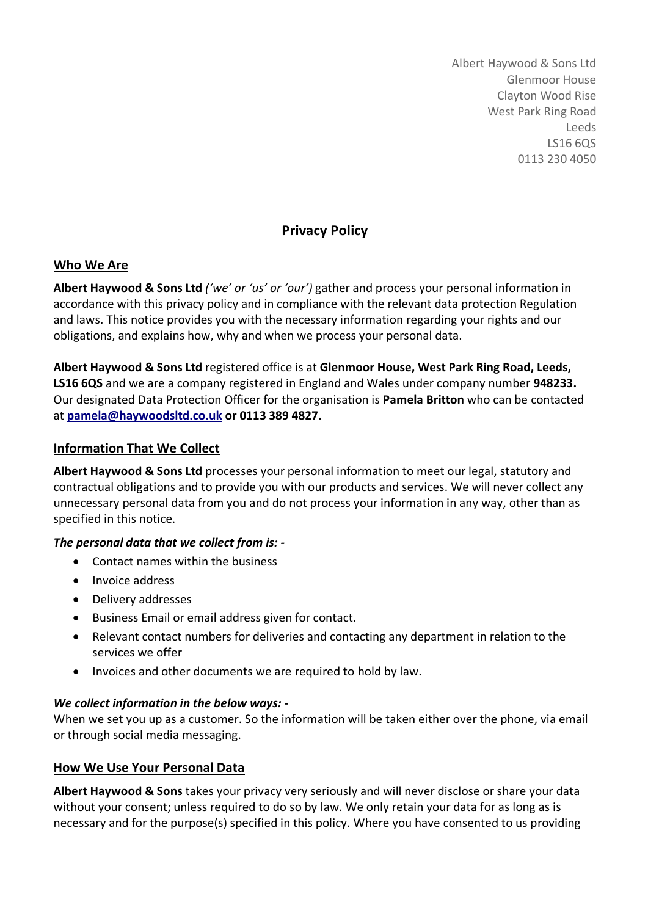Albert Haywood & Sons Ltd
Glenmoor House
Clayton Wood Rise
West Park Ring Road
Leeds
LS16 6QS
0113 230 4050

# Privacy Policy

## Who We Are

**Albert Haywood & Sons Ltd** *('we' or 'us' or 'our')* gather and process your personal information in accordance with this privacy policy and in compliance with the relevant data protection Regulation and laws. This notice provides you with the necessary information regarding your rights and our obligations, and explains how, why and when we process your personal data.

**Albert Haywood & Sons Ltd** registered office is at **Glenmoor House, West Park Ring Road, Leeds, LS16 6QS** and we are a company registered in England and Wales under company number **948233.** Our designated Data Protection Officer for the organisation is **Pamela Britton** who can be contacted at **pamela@haywoodsltd.co.uk or 0113 389 4827.**

## Information That We Collect

**Albert Haywood & Sons Ltd** processes your personal information to meet our legal, statutory and contractual obligations and to provide you with our products and services. We will never collect any unnecessary personal data from you and do not process your information in any way, other than as specified in this notice.

***The personal data that we collect from is: -***

- Contact names within the business
- Invoice address
- Delivery addresses
- Business Email or email address given for contact.
- Relevant contact numbers for deliveries and contacting any department in relation to the services we offer
- Invoices and other documents we are required to hold by law.

***We collect information in the below ways: -***

When we set you up as a customer. So the information will be taken either over the phone, via email or through social media messaging.

## How We Use Your Personal Data

**Albert Haywood & Sons** takes your privacy very seriously and will never disclose or share your data without your consent; unless required to do so by law. We only retain your data for as long as is necessary and for the purpose(s) specified in this policy. Where you have consented to us providing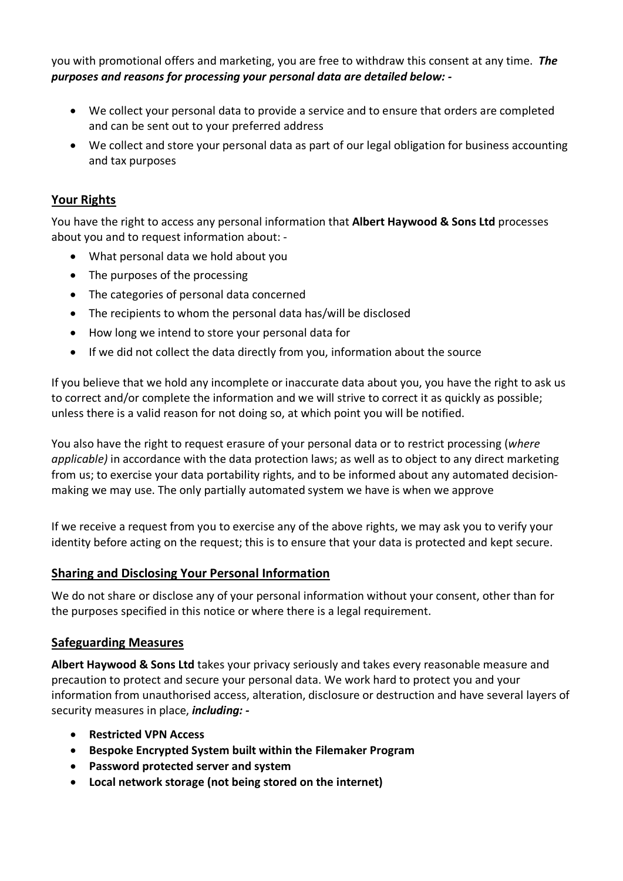you with promotional offers and marketing, you are free to withdraw this consent at any time. ***The purposes and reasons for processing your personal data are detailed below: -***

- We collect your personal data to provide a service and to ensure that orders are completed and can be sent out to your preferred address
- We collect and store your personal data as part of our legal obligation for business accounting and tax purposes

## Your Rights

You have the right to access any personal information that **Albert Haywood & Sons Ltd** processes about you and to request information about: -

- What personal data we hold about you
- The purposes of the processing
- The categories of personal data concerned
- The recipients to whom the personal data has/will be disclosed
- How long we intend to store your personal data for
- If we did not collect the data directly from you, information about the source

If you believe that we hold any incomplete or inaccurate data about you, you have the right to ask us to correct and/or complete the information and we will strive to correct it as quickly as possible; unless there is a valid reason for not doing so, at which point you will be notified.

You also have the right to request erasure of your personal data or to restrict processing (*where applicable)* in accordance with the data protection laws; as well as to object to any direct marketing from us; to exercise your data portability rights, and to be informed about any automated decision-making we may use. The only partially automated system we have is when we approve

If we receive a request from you to exercise any of the above rights, we may ask you to verify your identity before acting on the request; this is to ensure that your data is protected and kept secure.

## Sharing and Disclosing Your Personal Information

We do not share or disclose any of your personal information without your consent, other than for the purposes specified in this notice or where there is a legal requirement.

## Safeguarding Measures

**Albert Haywood & Sons Ltd** takes your privacy seriously and takes every reasonable measure and precaution to protect and secure your personal data. We work hard to protect you and your information from unauthorised access, alteration, disclosure or destruction and have several layers of security measures in place, ***including: -***

- **Restricted VPN Access**
- **Bespoke Encrypted System built within the Filemaker Program**
- **Password protected server and system**
- **Local network storage (not being stored on the internet)**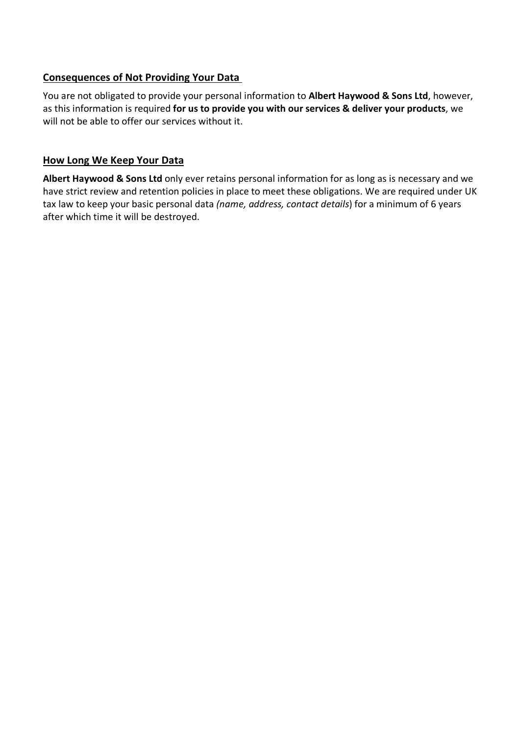## Consequences of Not Providing Your Data

You are not obligated to provide your personal information to **Albert Haywood & Sons Ltd**, however, as this information is required **for us to provide you with our services & deliver your products**, we will not be able to offer our services without it.

## How Long We Keep Your Data

**Albert Haywood & Sons Ltd** only ever retains personal information for as long as is necessary and we have strict review and retention policies in place to meet these obligations. We are required under UK tax law to keep your basic personal data *(name, address, contact details*) for a minimum of 6 years after which time it will be destroyed.